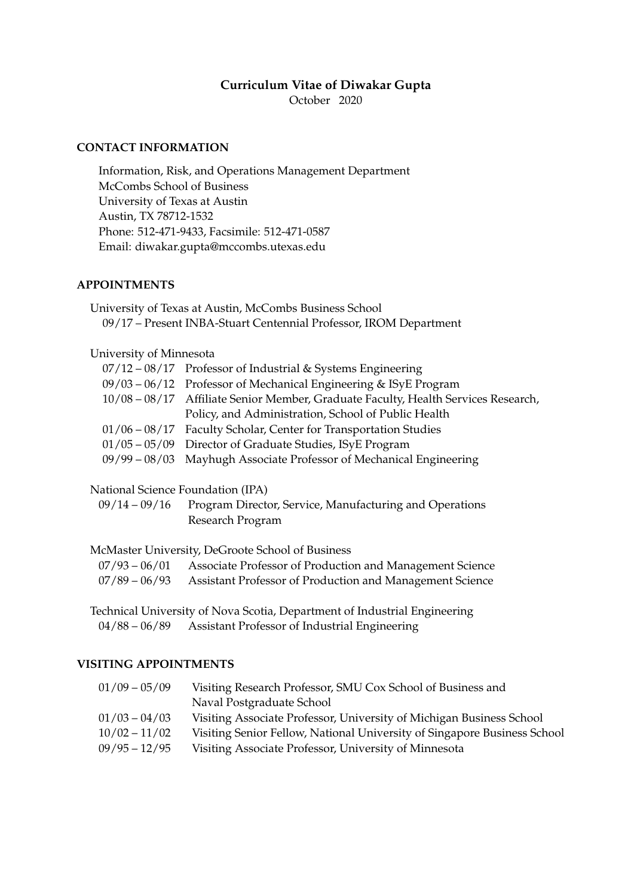# Curriculum Vitae of Diwakar Gupta

October 2020

## CONTACT INFORMATION

Information, Risk, and Operations Management Department
McCombs School of Business
University of Texas at Austin
Austin, TX 78712-1532
Phone: 512-471-9433, Facsimile: 512-471-0587
Email: diwakar.gupta@mccombs.utexas.edu

## APPOINTMENTS

University of Texas at Austin, McCombs Business School

09/17 – Present INBA-Stuart Centennial Professor, IROM Department

University of Minnesota

- 07/12 – 08/17 Professor of Industrial & Systems Engineering
- 09/03 – 06/12 Professor of Mechanical Engineering & ISyE Program
- 10/08 – 08/17 Affiliate Senior Member, Graduate Faculty, Health Services Research, Policy, and Administration, School of Public Health
- 01/06 – 08/17 Faculty Scholar, Center for Transportation Studies
- 01/05 – 05/09 Director of Graduate Studies, ISyE Program
- 09/99 – 08/03 Mayhugh Associate Professor of Mechanical Engineering

National Science Foundation (IPA)

- 09/14 – 09/16 Program Director, Service, Manufacturing and Operations Research Program

McMaster University, DeGroote School of Business

- 07/93 – 06/01 Associate Professor of Production and Management Science
- 07/89 – 06/93 Assistant Professor of Production and Management Science

Technical University of Nova Scotia, Department of Industrial Engineering

- 04/88 – 06/89 Assistant Professor of Industrial Engineering

## VISITING APPOINTMENTS

- 01/09 – 05/09 Visiting Research Professor, SMU Cox School of Business and Naval Postgraduate School
- 01/03 – 04/03 Visiting Associate Professor, University of Michigan Business School
- 10/02 – 11/02 Visiting Senior Fellow, National University of Singapore Business School
- 09/95 – 12/95 Visiting Associate Professor, University of Minnesota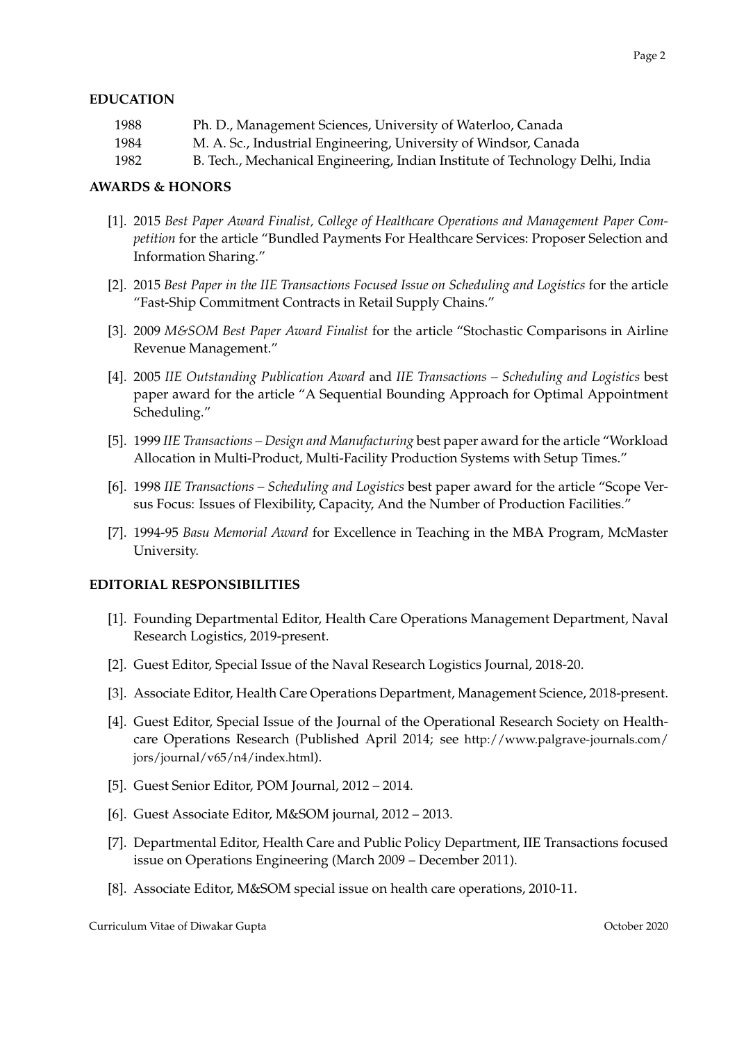## EDUCATION

| | |
|---|---|
| 1988 | Ph. D., Management Sciences, University of Waterloo, Canada |
| 1984 | M. A. Sc., Industrial Engineering, University of Windsor, Canada |
| 1982 | B. Tech., Mechanical Engineering, Indian Institute of Technology Delhi, India |

## AWARDS & HONORS

[1]. 2015 *Best Paper Award Finalist, College of Healthcare Operations and Management Paper Competition* for the article "Bundled Payments For Healthcare Services: Proposer Selection and Information Sharing."

[2]. 2015 *Best Paper in the IIE Transactions Focused Issue on Scheduling and Logistics* for the article "Fast-Ship Commitment Contracts in Retail Supply Chains."

[3]. 2009 *M&SOM Best Paper Award Finalist* for the article "Stochastic Comparisons in Airline Revenue Management."

[4]. 2005 *IIE Outstanding Publication Award* and *IIE Transactions – Scheduling and Logistics* best paper award for the article "A Sequential Bounding Approach for Optimal Appointment Scheduling."

[5]. 1999 *IIE Transactions – Design and Manufacturing* best paper award for the article "Workload Allocation in Multi-Product, Multi-Facility Production Systems with Setup Times."

[6]. 1998 *IIE Transactions – Scheduling and Logistics* best paper award for the article "Scope Versus Focus: Issues of Flexibility, Capacity, And the Number of Production Facilities."

[7]. 1994-95 *Basu Memorial Award* for Excellence in Teaching in the MBA Program, McMaster University.

## EDITORIAL RESPONSIBILITIES

[1]. Founding Departmental Editor, Health Care Operations Management Department, Naval Research Logistics, 2019-present.

[2]. Guest Editor, Special Issue of the Naval Research Logistics Journal, 2018-20.

[3]. Associate Editor, Health Care Operations Department, Management Science, 2018-present.

[4]. Guest Editor, Special Issue of the Journal of the Operational Research Society on Healthcare Operations Research (Published April 2014; see http://www.palgrave-journals.com/jors/journal/v65/n4/index.html).

[5]. Guest Senior Editor, POM Journal, 2012 – 2014.

[6]. Guest Associate Editor, M&SOM journal, 2012 – 2013.

[7]. Departmental Editor, Health Care and Public Policy Department, IIE Transactions focused issue on Operations Engineering (March 2009 – December 2011).

[8]. Associate Editor, M&SOM special issue on health care operations, 2010-11.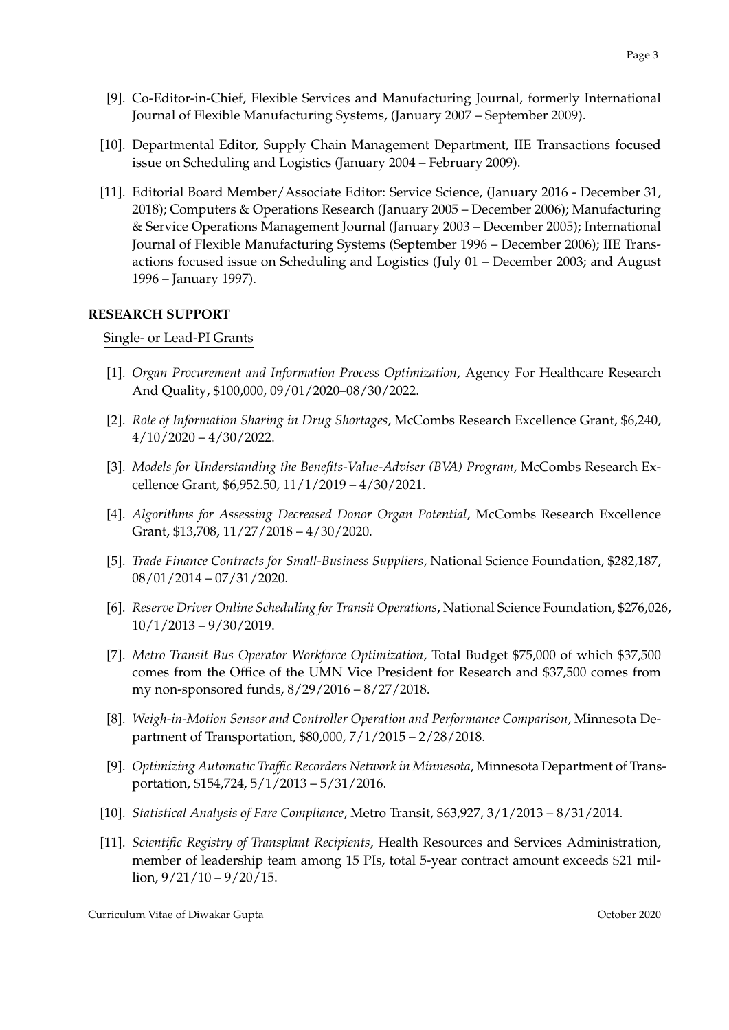[9]. Co-Editor-in-Chief, Flexible Services and Manufacturing Journal, formerly International Journal of Flexible Manufacturing Systems, (January 2007 – September 2009).

[10]. Departmental Editor, Supply Chain Management Department, IIE Transactions focused issue on Scheduling and Logistics (January 2004 – February 2009).

[11]. Editorial Board Member/Associate Editor: Service Science, (January 2016 - December 31, 2018); Computers & Operations Research (January 2005 – December 2006); Manufacturing & Service Operations Management Journal (January 2003 – December 2005); International Journal of Flexible Manufacturing Systems (September 1996 – December 2006); IIE Transactions focused issue on Scheduling and Logistics (July 01 – December 2003; and August 1996 – January 1997).

## RESEARCH SUPPORT

Single- or Lead-PI Grants

[1]. *Organ Procurement and Information Process Optimization*, Agency For Healthcare Research And Quality, $100,000, 09/01/2020–08/30/2022.

[2]. *Role of Information Sharing in Drug Shortages*, McCombs Research Excellence Grant, $6,240, 4/10/2020 – 4/30/2022.

[3]. *Models for Understanding the Benefits-Value-Adviser (BVA) Program*, McCombs Research Excellence Grant, $6,952.50, 11/1/2019 – 4/30/2021.

[4]. *Algorithms for Assessing Decreased Donor Organ Potential*, McCombs Research Excellence Grant, $13,708, 11/27/2018 – 4/30/2020.

[5]. *Trade Finance Contracts for Small-Business Suppliers*, National Science Foundation, $282,187, 08/01/2014 – 07/31/2020.

[6]. *Reserve Driver Online Scheduling for Transit Operations*, National Science Foundation, $276,026, 10/1/2013 – 9/30/2019.

[7]. *Metro Transit Bus Operator Workforce Optimization*, Total Budget $75,000 of which $37,500 comes from the Office of the UMN Vice President for Research and $37,500 comes from my non-sponsored funds, 8/29/2016 – 8/27/2018.

[8]. *Weigh-in-Motion Sensor and Controller Operation and Performance Comparison*, Minnesota Department of Transportation, $80,000, 7/1/2015 – 2/28/2018.

[9]. *Optimizing Automatic Traffic Recorders Network in Minnesota*, Minnesota Department of Transportation, $154,724, 5/1/2013 – 5/31/2016.

[10]. *Statistical Analysis of Fare Compliance*, Metro Transit, $63,927, 3/1/2013 – 8/31/2014.

[11]. *Scientific Registry of Transplant Recipients*, Health Resources and Services Administration, member of leadership team among 15 PIs, total 5-year contract amount exceeds $21 million, 9/21/10 – 9/20/15.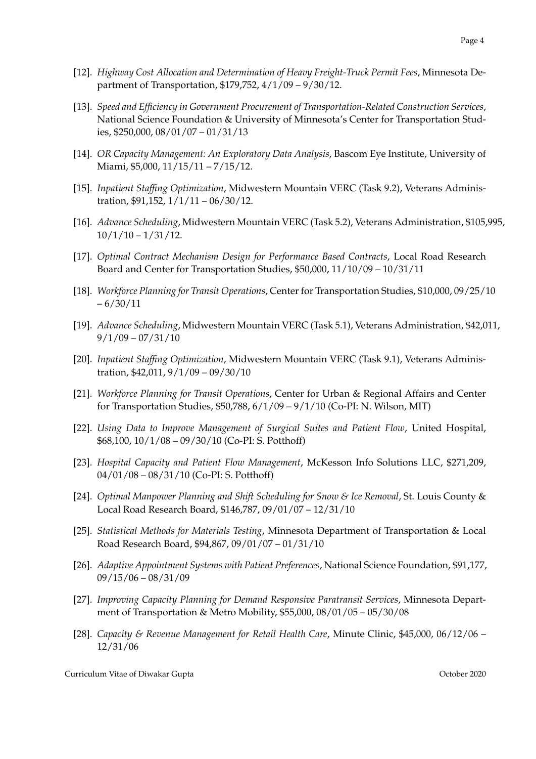[12]. *Highway Cost Allocation and Determination of Heavy Freight-Truck Permit Fees*, Minnesota Department of Transportation, $179,752, 4/1/09 – 9/30/12.

[13]. *Speed and Efficiency in Government Procurement of Transportation-Related Construction Services*, National Science Foundation & University of Minnesota's Center for Transportation Studies, $250,000, 08/01/07 – 01/31/13

[14]. *OR Capacity Management: An Exploratory Data Analysis*, Bascom Eye Institute, University of Miami, $5,000, 11/15/11 – 7/15/12.

[15]. *Inpatient Staffing Optimization*, Midwestern Mountain VERC (Task 9.2), Veterans Administration, $91,152, 1/1/11 – 06/30/12.

[16]. *Advance Scheduling*, Midwestern Mountain VERC (Task 5.2), Veterans Administration, $105,995, 10/1/10 – 1/31/12.

[17]. *Optimal Contract Mechanism Design for Performance Based Contracts*, Local Road Research Board and Center for Transportation Studies, $50,000, 11/10/09 – 10/31/11

[18]. *Workforce Planning for Transit Operations*, Center for Transportation Studies, $10,000, 09/25/10 – 6/30/11

[19]. *Advance Scheduling*, Midwestern Mountain VERC (Task 5.1), Veterans Administration, $42,011, 9/1/09 – 07/31/10

[20]. *Inpatient Staffing Optimization*, Midwestern Mountain VERC (Task 9.1), Veterans Administration, $42,011, 9/1/09 – 09/30/10

[21]. *Workforce Planning for Transit Operations*, Center for Urban & Regional Affairs and Center for Transportation Studies, $50,788, 6/1/09 – 9/1/10 (Co-PI: N. Wilson, MIT)

[22]. *Using Data to Improve Management of Surgical Suites and Patient Flow*, United Hospital, $68,100, 10/1/08 – 09/30/10 (Co-PI: S. Potthoff)

[23]. *Hospital Capacity and Patient Flow Management*, McKesson Info Solutions LLC, $271,209, 04/01/08 – 08/31/10 (Co-PI: S. Potthoff)

[24]. *Optimal Manpower Planning and Shift Scheduling for Snow & Ice Removal*, St. Louis County & Local Road Research Board, $146,787, 09/01/07 – 12/31/10

[25]. *Statistical Methods for Materials Testing*, Minnesota Department of Transportation & Local Road Research Board, $94,867, 09/01/07 – 01/31/10

[26]. *Adaptive Appointment Systems with Patient Preferences*, National Science Foundation, $91,177, 09/15/06 – 08/31/09

[27]. *Improving Capacity Planning for Demand Responsive Paratransit Services*, Minnesota Department of Transportation & Metro Mobility, $55,000, 08/01/05 – 05/30/08

[28]. *Capacity & Revenue Management for Retail Health Care*, Minute Clinic, $45,000, 06/12/06 – 12/31/06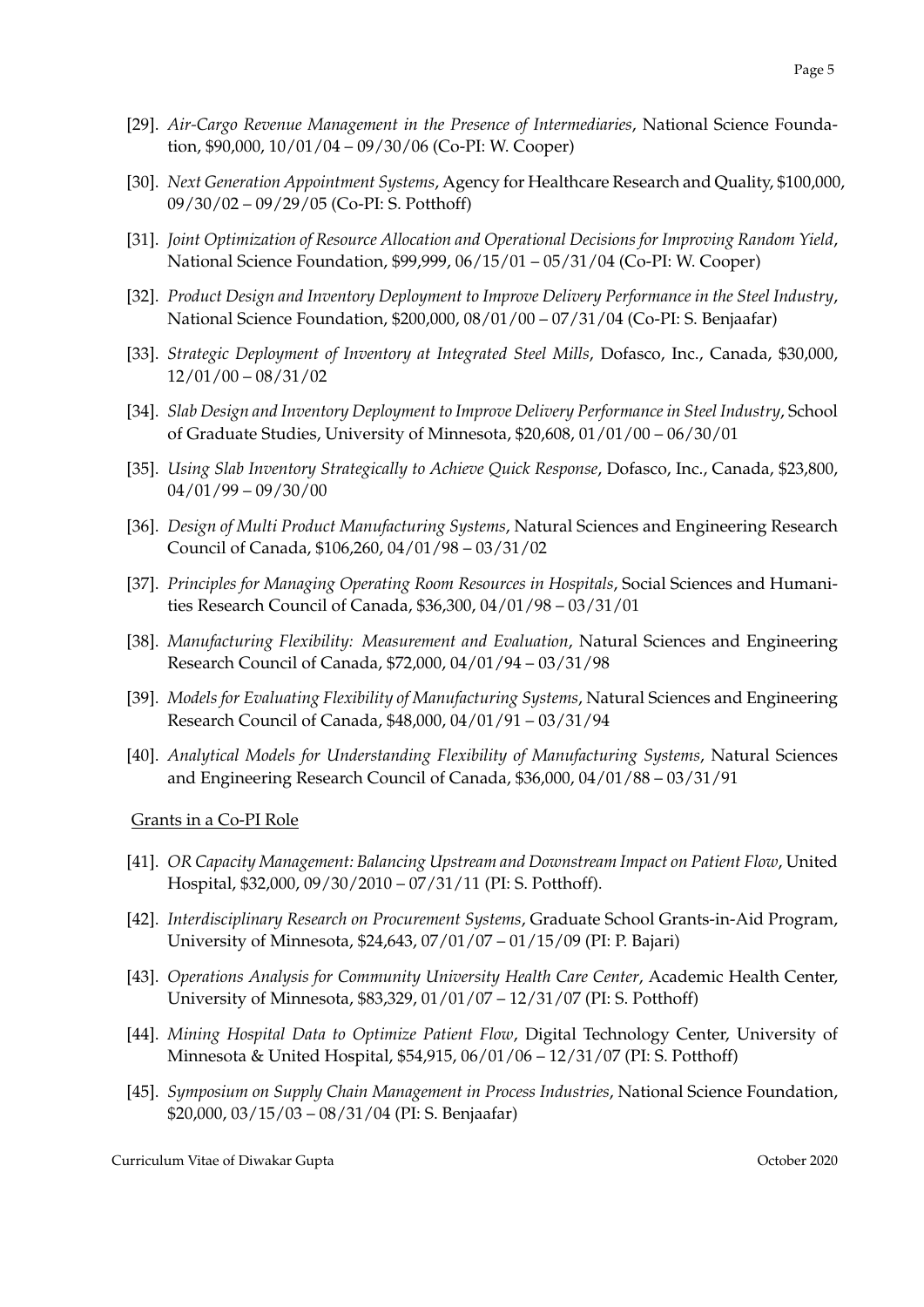[29]. *Air-Cargo Revenue Management in the Presence of Intermediaries*, National Science Foundation, $90,000, 10/01/04 – 09/30/06 (Co-PI: W. Cooper)

[30]. *Next Generation Appointment Systems*, Agency for Healthcare Research and Quality, $100,000, 09/30/02 – 09/29/05 (Co-PI: S. Potthoff)

[31]. *Joint Optimization of Resource Allocation and Operational Decisions for Improving Random Yield*, National Science Foundation, $99,999, 06/15/01 – 05/31/04 (Co-PI: W. Cooper)

[32]. *Product Design and Inventory Deployment to Improve Delivery Performance in the Steel Industry*, National Science Foundation, $200,000, 08/01/00 – 07/31/04 (Co-PI: S. Benjaafar)

[33]. *Strategic Deployment of Inventory at Integrated Steel Mills*, Dofasco, Inc., Canada, $30,000, 12/01/00 – 08/31/02

[34]. *Slab Design and Inventory Deployment to Improve Delivery Performance in Steel Industry*, School of Graduate Studies, University of Minnesota, $20,608, 01/01/00 – 06/30/01

[35]. *Using Slab Inventory Strategically to Achieve Quick Response*, Dofasco, Inc., Canada, $23,800, 04/01/99 – 09/30/00

[36]. *Design of Multi Product Manufacturing Systems*, Natural Sciences and Engineering Research Council of Canada, $106,260, 04/01/98 – 03/31/02

[37]. *Principles for Managing Operating Room Resources in Hospitals*, Social Sciences and Humanities Research Council of Canada, $36,300, 04/01/98 – 03/31/01

[38]. *Manufacturing Flexibility: Measurement and Evaluation*, Natural Sciences and Engineering Research Council of Canada, $72,000, 04/01/94 – 03/31/98

[39]. *Models for Evaluating Flexibility of Manufacturing Systems*, Natural Sciences and Engineering Research Council of Canada, $48,000, 04/01/91 – 03/31/94

[40]. *Analytical Models for Understanding Flexibility of Manufacturing Systems*, Natural Sciences and Engineering Research Council of Canada, $36,000, 04/01/88 – 03/31/91

Grants in a Co-PI Role

[41]. *OR Capacity Management: Balancing Upstream and Downstream Impact on Patient Flow*, United Hospital, $32,000, 09/30/2010 – 07/31/11 (PI: S. Potthoff).

[42]. *Interdisciplinary Research on Procurement Systems*, Graduate School Grants-in-Aid Program, University of Minnesota, $24,643, 07/01/07 – 01/15/09 (PI: P. Bajari)

[43]. *Operations Analysis for Community University Health Care Center*, Academic Health Center, University of Minnesota, $83,329, 01/01/07 – 12/31/07 (PI: S. Potthoff)

[44]. *Mining Hospital Data to Optimize Patient Flow*, Digital Technology Center, University of Minnesota & United Hospital, $54,915, 06/01/06 – 12/31/07 (PI: S. Potthoff)

[45]. *Symposium on Supply Chain Management in Process Industries*, National Science Foundation, $20,000, 03/15/03 – 08/31/04 (PI: S. Benjaafar)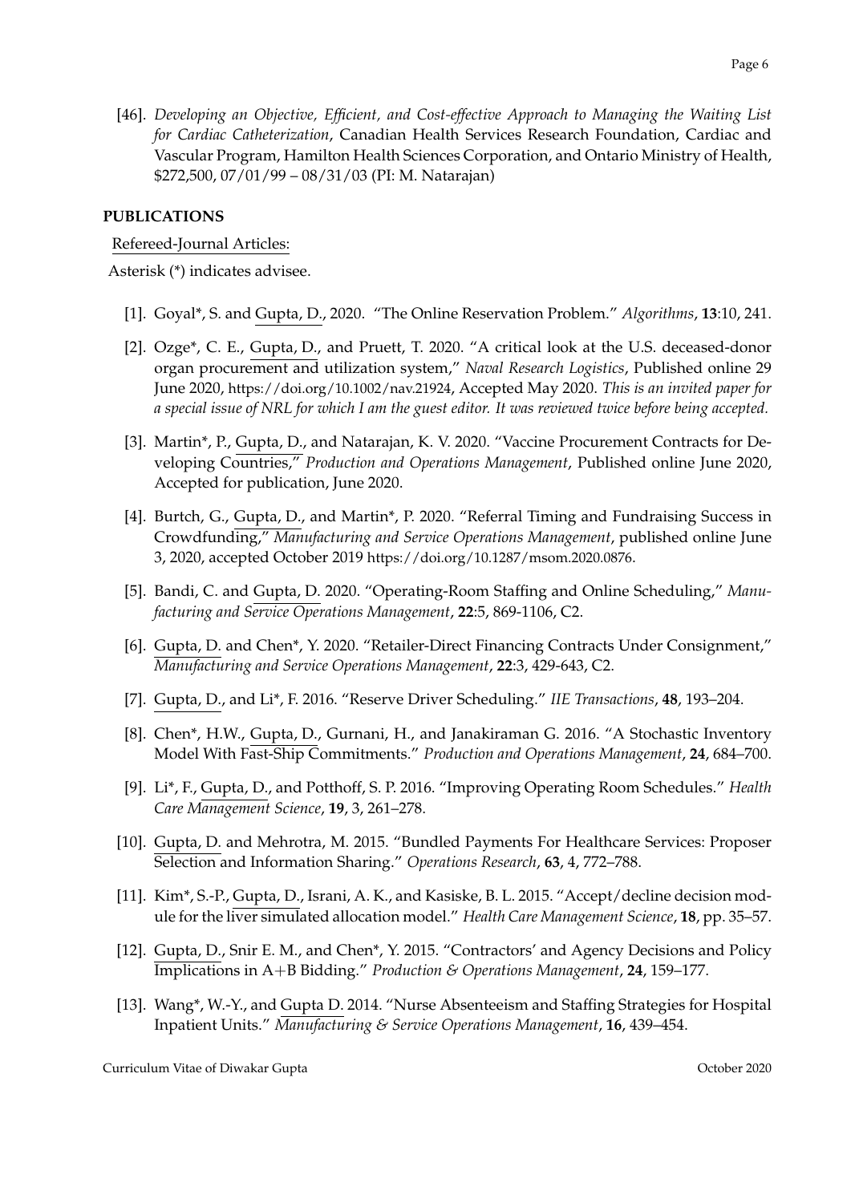[46]. *Developing an Objective, Efficient, and Cost-effective Approach to Managing the Waiting List for Cardiac Catheterization*, Canadian Health Services Research Foundation, Cardiac and Vascular Program, Hamilton Health Sciences Corporation, and Ontario Ministry of Health, $272,500, 07/01/99 – 08/31/03 (PI: M. Natarajan)

**PUBLICATIONS**

Refereed-Journal Articles:

Asterisk (*) indicates advisee.

[1]. Goyal*, S. and Gupta, D., 2020. "The Online Reservation Problem." *Algorithms*, **13**:10, 241.

[2]. Ozge*, C. E., Gupta, D., and Pruett, T. 2020. "A critical look at the U.S. deceased-donor organ procurement and utilization system," *Naval Research Logistics*, Published online 29 June 2020, https://doi.org/10.1002/nav.21924, Accepted May 2020. *This is an invited paper for a special issue of NRL for which I am the guest editor. It was reviewed twice before being accepted.*

[3]. Martin*, P., Gupta, D., and Natarajan, K. V. 2020. "Vaccine Procurement Contracts for Developing Countries," *Production and Operations Management*, Published online June 2020, Accepted for publication, June 2020.

[4]. Burtch, G., Gupta, D., and Martin*, P. 2020. "Referral Timing and Fundraising Success in Crowdfunding," *Manufacturing and Service Operations Management*, published online June 3, 2020, accepted October 2019 https://doi.org/10.1287/msom.2020.0876.

[5]. Bandi, C. and Gupta, D. 2020. "Operating-Room Staffing and Online Scheduling," *Manufacturing and Service Operations Management*, **22**:5, 869-1106, C2.

[6]. Gupta, D. and Chen*, Y. 2020. "Retailer-Direct Financing Contracts Under Consignment," *Manufacturing and Service Operations Management*, **22**:3, 429-643, C2.

[7]. Gupta, D., and Li*, F. 2016. "Reserve Driver Scheduling." *IIE Transactions*, **48**, 193–204.

[8]. Chen*, H.W., Gupta, D., Gurnani, H., and Janakiraman G. 2016. "A Stochastic Inventory Model With Fast-Ship Commitments." *Production and Operations Management*, **24**, 684–700.

[9]. Li*, F., Gupta, D., and Potthoff, S. P. 2016. "Improving Operating Room Schedules." *Health Care Management Science*, **19**, 3, 261–278.

[10]. Gupta, D. and Mehrotra, M. 2015. "Bundled Payments For Healthcare Services: Proposer Selection and Information Sharing." *Operations Research*, **63**, 4, 772–788.

[11]. Kim*, S.-P., Gupta, D., Israni, A. K., and Kasiske, B. L. 2015. "Accept/decline decision module for the liver simulated allocation model." *Health Care Management Science*, **18**, pp. 35–57.

[12]. Gupta, D., Snir E. M., and Chen*, Y. 2015. "Contractors' and Agency Decisions and Policy Implications in A+B Bidding." *Production & Operations Management*, **24**, 159–177.

[13]. Wang*, W.-Y., and Gupta D. 2014. "Nurse Absenteeism and Staffing Strategies for Hospital Inpatient Units." *Manufacturing & Service Operations Management*, **16**, 439–454.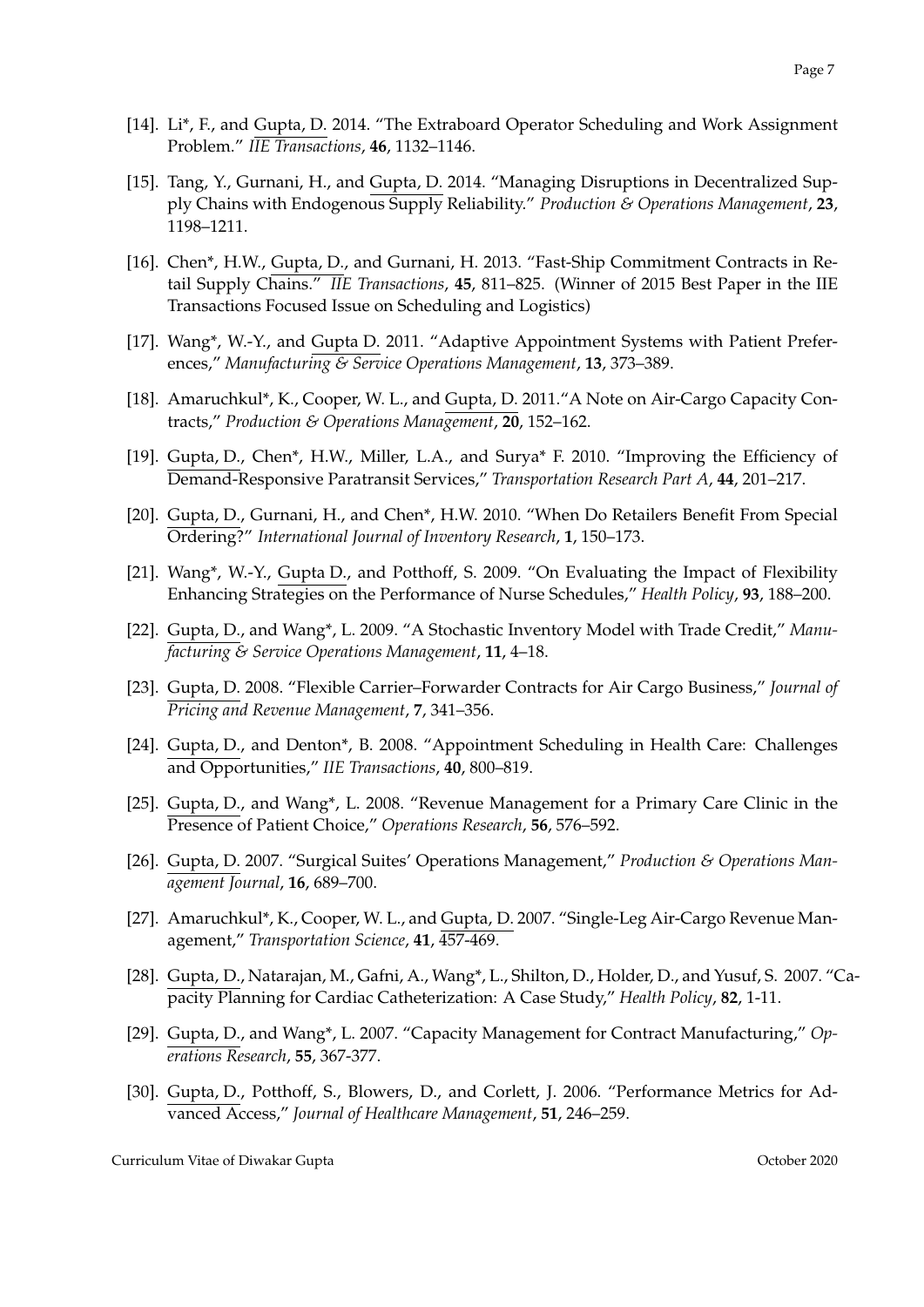[14]. Li*, F., and Gupta, D. 2014. "The Extraboard Operator Scheduling and Work Assignment Problem." *IIE Transactions*, **46**, 1132–1146.

[15]. Tang, Y., Gurnani, H., and Gupta, D. 2014. "Managing Disruptions in Decentralized Supply Chains with Endogenous Supply Reliability." *Production & Operations Management*, **23**, 1198–1211.

[16]. Chen*, H.W., Gupta, D., and Gurnani, H. 2013. "Fast-Ship Commitment Contracts in Retail Supply Chains." *IIE Transactions*, **45**, 811–825. (Winner of 2015 Best Paper in the IIE Transactions Focused Issue on Scheduling and Logistics)

[17]. Wang*, W.-Y., and Gupta D. 2011. "Adaptive Appointment Systems with Patient Preferences," *Manufacturing & Service Operations Management*, **13**, 373–389.

[18]. Amaruchkul*, K., Cooper, W. L., and Gupta, D. 2011."A Note on Air-Cargo Capacity Contracts," *Production & Operations Management*, **20**, 152–162.

[19]. Gupta, D., Chen*, H.W., Miller, L.A., and Surya* F. 2010. "Improving the Efficiency of Demand-Responsive Paratransit Services," *Transportation Research Part A*, **44**, 201–217.

[20]. Gupta, D., Gurnani, H., and Chen*, H.W. 2010. "When Do Retailers Benefit From Special Ordering?" *International Journal of Inventory Research*, **1**, 150–173.

[21]. Wang*, W.-Y., Gupta D., and Potthoff, S. 2009. "On Evaluating the Impact of Flexibility Enhancing Strategies on the Performance of Nurse Schedules," *Health Policy*, **93**, 188–200.

[22]. Gupta, D., and Wang*, L. 2009. "A Stochastic Inventory Model with Trade Credit," *Manufacturing & Service Operations Management*, **11**, 4–18.

[23]. Gupta, D. 2008. "Flexible Carrier–Forwarder Contracts for Air Cargo Business," *Journal of Pricing and Revenue Management*, **7**, 341–356.

[24]. Gupta, D., and Denton*, B. 2008. "Appointment Scheduling in Health Care: Challenges and Opportunities," *IIE Transactions*, **40**, 800–819.

[25]. Gupta, D., and Wang*, L. 2008. "Revenue Management for a Primary Care Clinic in the Presence of Patient Choice," *Operations Research*, **56**, 576–592.

[26]. Gupta, D. 2007. "Surgical Suites' Operations Management," *Production & Operations Management Journal*, **16**, 689–700.

[27]. Amaruchkul*, K., Cooper, W. L., and Gupta, D. 2007. "Single-Leg Air-Cargo Revenue Management," *Transportation Science*, **41**, 457-469.

[28]. Gupta, D., Natarajan, M., Gafni, A., Wang*, L., Shilton, D., Holder, D., and Yusuf, S. 2007. "Capacity Planning for Cardiac Catheterization: A Case Study," *Health Policy*, **82**, 1-11.

[29]. Gupta, D., and Wang*, L. 2007. "Capacity Management for Contract Manufacturing," *Operations Research*, **55**, 367-377.

[30]. Gupta, D., Potthoff, S., Blowers, D., and Corlett, J. 2006. "Performance Metrics for Advanced Access," *Journal of Healthcare Management*, **51**, 246–259.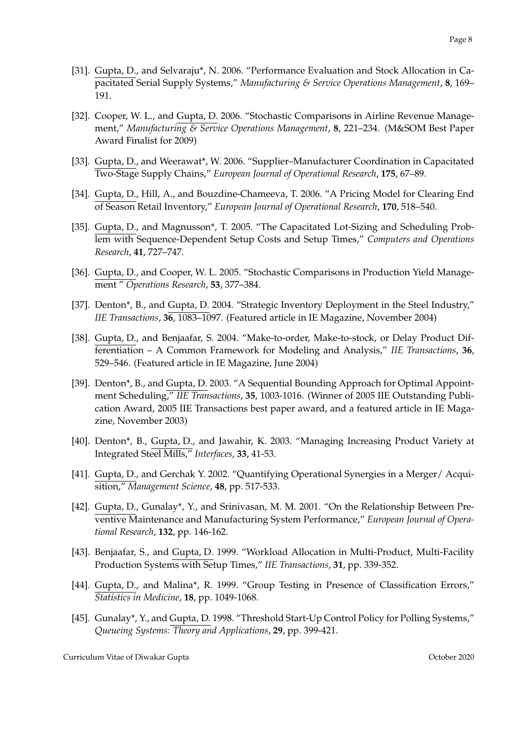[31]. Gupta, D., and Selvaraju*, N. 2006. "Performance Evaluation and Stock Allocation in Capacitated Serial Supply Systems," *Manufacturing & Service Operations Management*, **8**, 169–191.

[32]. Cooper, W. L., and Gupta, D. 2006. "Stochastic Comparisons in Airline Revenue Management," *Manufacturing & Service Operations Management*, **8**, 221–234. (M&SOM Best Paper Award Finalist for 2009)

[33]. Gupta, D., and Weerawat*, W. 2006. "Supplier–Manufacturer Coordination in Capacitated Two-Stage Supply Chains," *European Journal of Operational Research*, **175**, 67–89.

[34]. Gupta, D., Hill, A., and Bouzdine-Chameeva, T. 2006. "A Pricing Model for Clearing End of Season Retail Inventory," *European Journal of Operational Research*, **170**, 518–540.

[35]. Gupta, D., and Magnusson*, T. 2005. "The Capacitated Lot-Sizing and Scheduling Problem with Sequence-Dependent Setup Costs and Setup Times," *Computers and Operations Research*, **41**, 727–747.

[36]. Gupta, D., and Cooper, W. L. 2005. "Stochastic Comparisons in Production Yield Management " *Operations Research*, **53**, 377–384.

[37]. Denton*, B., and Gupta, D. 2004. "Strategic Inventory Deployment in the Steel Industry," *IIE Transactions*, **36**, 1083–1097. (Featured article in IE Magazine, November 2004)

[38]. Gupta, D., and Benjaafar, S. 2004. "Make-to-order, Make-to-stock, or Delay Product Differentiation – A Common Framework for Modeling and Analysis," *IIE Transactions*, **36**, 529–546. (Featured article in IE Magazine, June 2004)

[39]. Denton*, B., and Gupta, D. 2003. "A Sequential Bounding Approach for Optimal Appointment Scheduling," *IIE Transactions*, **35**, 1003-1016. (Winner of 2005 IIE Outstanding Publication Award, 2005 IIE Transactions best paper award, and a featured article in IE Magazine, November 2003)

[40]. Denton*, B., Gupta, D., and Jawahir, K. 2003. "Managing Increasing Product Variety at Integrated Steel Mills," *Interfaces*, **33**, 41-53.

[41]. Gupta, D., and Gerchak Y. 2002. "Quantifying Operational Synergies in a Merger/ Acquisition," *Management Science*, **48**, pp. 517-533.

[42]. Gupta, D., Gunalay*, Y., and Srinivasan, M. M. 2001. "On the Relationship Between Preventive Maintenance and Manufacturing System Performance," *European Journal of Operational Research*, **132**, pp. 146-162.

[43]. Benjaafar, S., and Gupta, D. 1999. "Workload Allocation in Multi-Product, Multi-Facility Production Systems with Setup Times," *IIE Transactions*, **31**, pp. 339-352.

[44]. Gupta, D., and Malina*, R. 1999. "Group Testing in Presence of Classification Errors," *Statistics in Medicine*, **18**, pp. 1049-1068.

[45]. Gunalay*, Y., and Gupta, D. 1998. "Threshold Start-Up Control Policy for Polling Systems," *Queueing Systems: Theory and Applications*, **29**, pp. 399-421.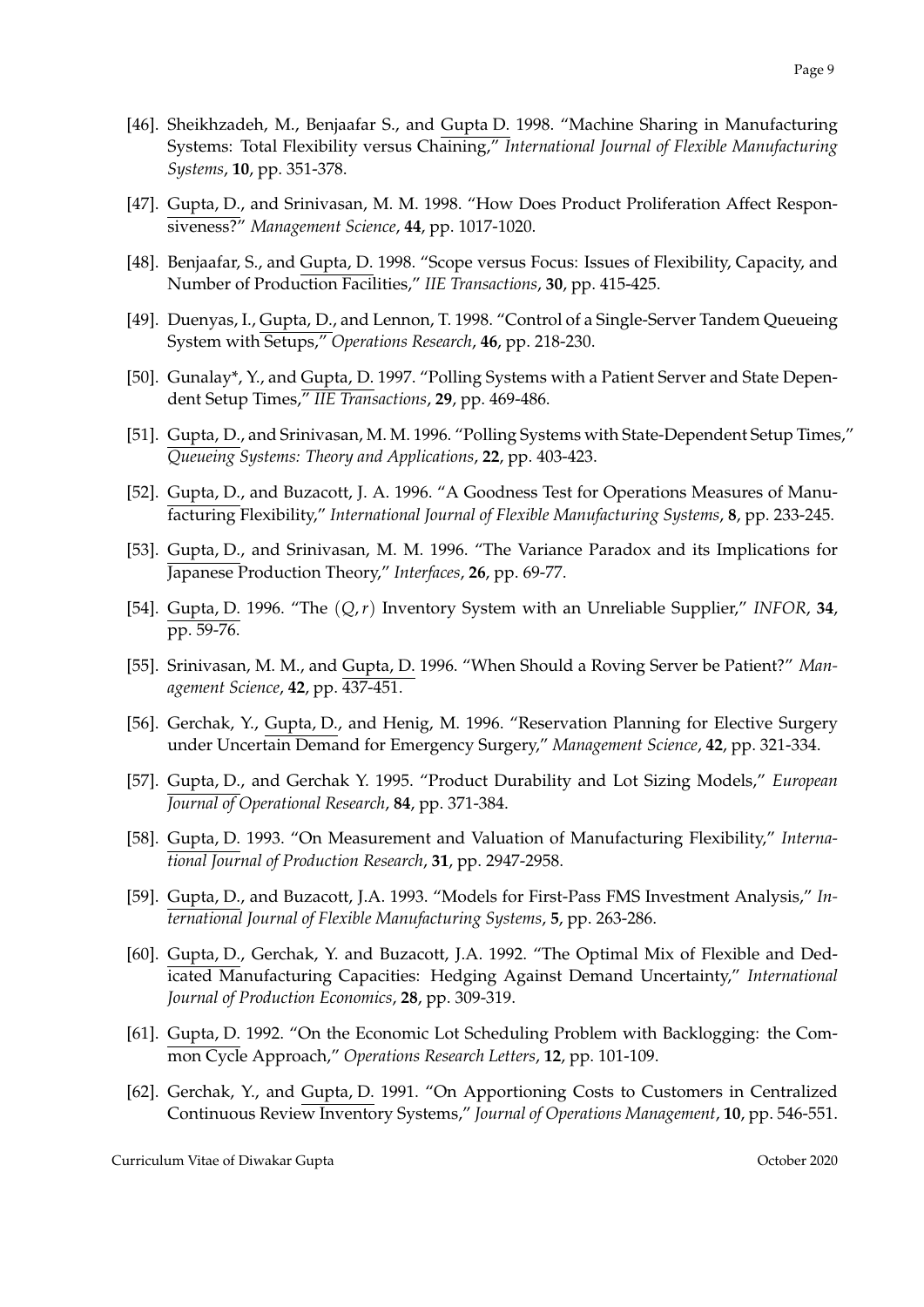[46]. Sheikhzadeh, M., Benjaafar S., and Gupta D. 1998. "Machine Sharing in Manufacturing Systems: Total Flexibility versus Chaining," *International Journal of Flexible Manufacturing Systems*, **10**, pp. 351-378.

[47]. Gupta, D., and Srinivasan, M. M. 1998. "How Does Product Proliferation Affect Responsiveness?" *Management Science*, **44**, pp. 1017-1020.

[48]. Benjaafar, S., and Gupta, D. 1998. "Scope versus Focus: Issues of Flexibility, Capacity, and Number of Production Facilities," *IIE Transactions*, **30**, pp. 415-425.

[49]. Duenyas, I., Gupta, D., and Lennon, T. 1998. "Control of a Single-Server Tandem Queueing System with Setups," *Operations Research*, **46**, pp. 218-230.

[50]. Gunalay*, Y., and Gupta, D. 1997. "Polling Systems with a Patient Server and State Dependent Setup Times," *IIE Transactions*, **29**, pp. 469-486.

[51]. Gupta, D., and Srinivasan, M. M. 1996. "Polling Systems with State-Dependent Setup Times," *Queueing Systems: Theory and Applications*, **22**, pp. 403-423.

[52]. Gupta, D., and Buzacott, J. A. 1996. "A Goodness Test for Operations Measures of Manufacturing Flexibility," *International Journal of Flexible Manufacturing Systems*, **8**, pp. 233-245.

[53]. Gupta, D., and Srinivasan, M. M. 1996. "The Variance Paradox and its Implications for Japanese Production Theory," *Interfaces*, **26**, pp. 69-77.

[54]. Gupta, D. 1996. "The $(Q, r)$ Inventory System with an Unreliable Supplier," *INFOR*, **34**, pp. 59-76.

[55]. Srinivasan, M. M., and Gupta, D. 1996. "When Should a Roving Server be Patient?" *Management Science*, **42**, pp. 437-451.

[56]. Gerchak, Y., Gupta, D., and Henig, M. 1996. "Reservation Planning for Elective Surgery under Uncertain Demand for Emergency Surgery," *Management Science*, **42**, pp. 321-334.

[57]. Gupta, D., and Gerchak Y. 1995. "Product Durability and Lot Sizing Models," *European Journal of Operational Research*, **84**, pp. 371-384.

[58]. Gupta, D. 1993. "On Measurement and Valuation of Manufacturing Flexibility," *International Journal of Production Research*, **31**, pp. 2947-2958.

[59]. Gupta, D., and Buzacott, J.A. 1993. "Models for First-Pass FMS Investment Analysis," *International Journal of Flexible Manufacturing Systems*, **5**, pp. 263-286.

[60]. Gupta, D., Gerchak, Y. and Buzacott, J.A. 1992. "The Optimal Mix of Flexible and Dedicated Manufacturing Capacities: Hedging Against Demand Uncertainty," *International Journal of Production Economics*, **28**, pp. 309-319.

[61]. Gupta, D. 1992. "On the Economic Lot Scheduling Problem with Backlogging: the Common Cycle Approach," *Operations Research Letters*, **12**, pp. 101-109.

[62]. Gerchak, Y., and Gupta, D. 1991. "On Apportioning Costs to Customers in Centralized Continuous Review Inventory Systems," *Journal of Operations Management*, **10**, pp. 546-551.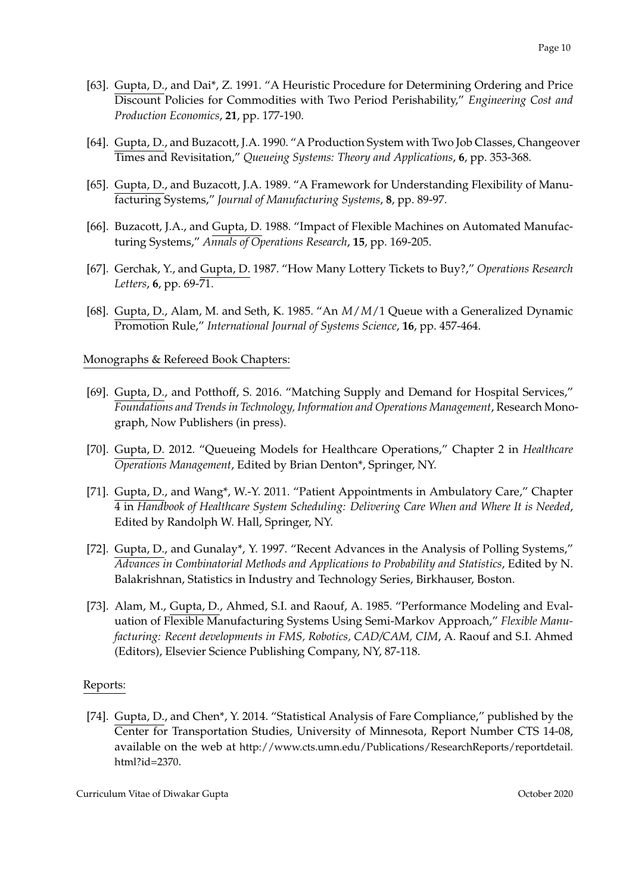[63]. Gupta, D., and Dai*, Z. 1991. "A Heuristic Procedure for Determining Ordering and Price Discount Policies for Commodities with Two Period Perishability," *Engineering Cost and Production Economics*, **21**, pp. 177-190.

[64]. Gupta, D., and Buzacott, J.A. 1990. "A Production System with Two Job Classes, Changeover Times and Revisitation," *Queueing Systems: Theory and Applications*, **6**, pp. 353-368.

[65]. Gupta, D., and Buzacott, J.A. 1989. "A Framework for Understanding Flexibility of Manufacturing Systems," *Journal of Manufacturing Systems*, **8**, pp. 89-97.

[66]. Buzacott, J.A., and Gupta, D. 1988. "Impact of Flexible Machines on Automated Manufacturing Systems," *Annals of Operations Research*, **15**, pp. 169-205.

[67]. Gerchak, Y., and Gupta, D. 1987. "How Many Lottery Tickets to Buy?," *Operations Research Letters*, **6**, pp. 69-71.

[68]. Gupta, D., Alam, M. and Seth, K. 1985. "An $M/M/1$ Queue with a Generalized Dynamic Promotion Rule," *International Journal of Systems Science*, **16**, pp. 457-464.

Monographs & Refereed Book Chapters:

[69]. Gupta, D., and Potthoff, S. 2016. "Matching Supply and Demand for Hospital Services," *Foundations and Trends in Technology, Information and Operations Management*, Research Monograph, Now Publishers (in press).

[70]. Gupta, D. 2012. "Queueing Models for Healthcare Operations," Chapter 2 in *Healthcare Operations Management*, Edited by Brian Denton*, Springer, NY.

[71]. Gupta, D., and Wang*, W.-Y. 2011. "Patient Appointments in Ambulatory Care," Chapter 4 in *Handbook of Healthcare System Scheduling: Delivering Care When and Where It is Needed*, Edited by Randolph W. Hall, Springer, NY.

[72]. Gupta, D., and Gunalay*, Y. 1997. "Recent Advances in the Analysis of Polling Systems," *Advances in Combinatorial Methods and Applications to Probability and Statistics*, Edited by N. Balakrishnan, Statistics in Industry and Technology Series, Birkhauser, Boston.

[73]. Alam, M., Gupta, D., Ahmed, S.I. and Raouf, A. 1985. "Performance Modeling and Evaluation of Flexible Manufacturing Systems Using Semi-Markov Approach," *Flexible Manufacturing: Recent developments in FMS, Robotics, CAD/CAM, CIM*, A. Raouf and S.I. Ahmed (Editors), Elsevier Science Publishing Company, NY, 87-118.

Reports:

[74]. Gupta, D., and Chen*, Y. 2014. "Statistical Analysis of Fare Compliance," published by the Center for Transportation Studies, University of Minnesota, Report Number CTS 14-08, available on the web at http://www.cts.umn.edu/Publications/ResearchReports/reportdetail.html?id=2370.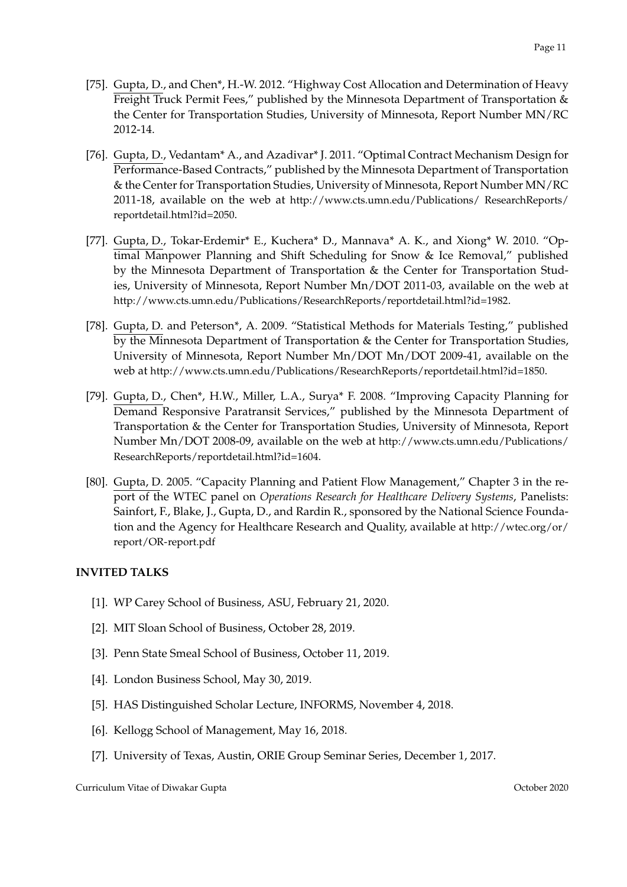[75]. Gupta, D., and Chen*, H.-W. 2012. "Highway Cost Allocation and Determination of Heavy Freight Truck Permit Fees," published by the Minnesota Department of Transportation & the Center for Transportation Studies, University of Minnesota, Report Number MN/RC 2012-14.

[76]. Gupta, D., Vedantam* A., and Azadivar* J. 2011. "Optimal Contract Mechanism Design for Performance-Based Contracts," published by the Minnesota Department of Transportation & the Center for Transportation Studies, University of Minnesota, Report Number MN/RC 2011-18, available on the web at http://www.cts.umn.edu/Publications/ ResearchReports/ reportdetail.html?id=2050.

[77]. Gupta, D., Tokar-Erdemir* E., Kuchera* D., Mannava* A. K., and Xiong* W. 2010. "Optimal Manpower Planning and Shift Scheduling for Snow & Ice Removal," published by the Minnesota Department of Transportation & the Center for Transportation Studies, University of Minnesota, Report Number Mn/DOT 2011-03, available on the web at http://www.cts.umn.edu/Publications/ResearchReports/reportdetail.html?id=1982.

[78]. Gupta, D. and Peterson*, A. 2009. "Statistical Methods for Materials Testing," published by the Minnesota Department of Transportation & the Center for Transportation Studies, University of Minnesota, Report Number Mn/DOT Mn/DOT 2009-41, available on the web at http://www.cts.umn.edu/Publications/ResearchReports/reportdetail.html?id=1850.

[79]. Gupta, D., Chen*, H.W., Miller, L.A., Surya* F. 2008. "Improving Capacity Planning for Demand Responsive Paratransit Services," published by the Minnesota Department of Transportation & the Center for Transportation Studies, University of Minnesota, Report Number Mn/DOT 2008-09, available on the web at http://www.cts.umn.edu/Publications/ResearchReports/reportdetail.html?id=1604.

[80]. Gupta, D. 2005. "Capacity Planning and Patient Flow Management," Chapter 3 in the report of the WTEC panel on *Operations Research for Healthcare Delivery Systems*, Panelists: Sainfort, F., Blake, J., Gupta, D., and Rardin R., sponsored by the National Science Foundation and the Agency for Healthcare Research and Quality, available at http://wtec.org/or/report/OR-report.pdf

**INVITED TALKS**

[1]. WP Carey School of Business, ASU, February 21, 2020.

[2]. MIT Sloan School of Business, October 28, 2019.

[3]. Penn State Smeal School of Business, October 11, 2019.

[4]. London Business School, May 30, 2019.

[5]. HAS Distinguished Scholar Lecture, INFORMS, November 4, 2018.

[6]. Kellogg School of Management, May 16, 2018.

[7]. University of Texas, Austin, ORIE Group Seminar Series, December 1, 2017.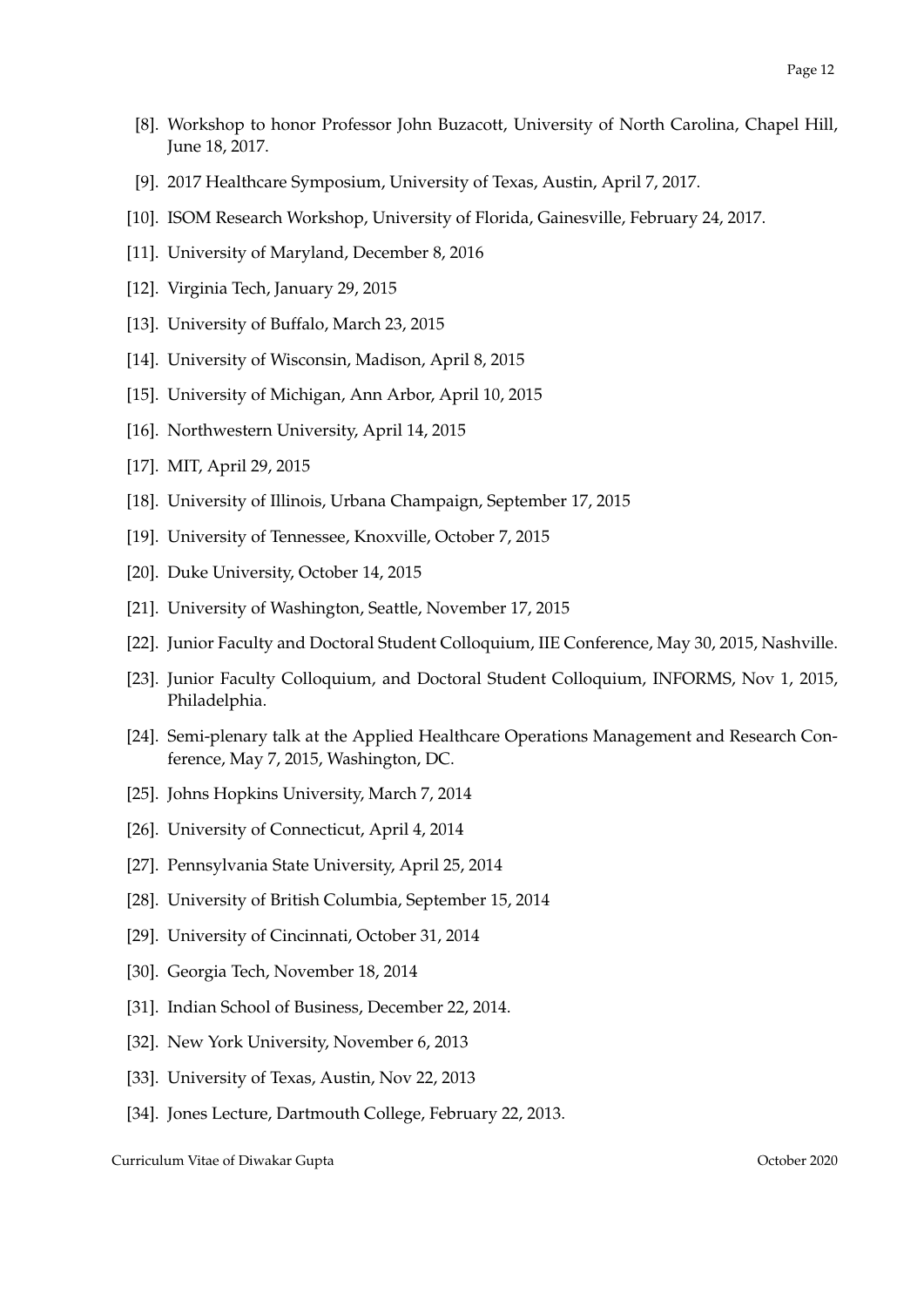[8]. Workshop to honor Professor John Buzacott, University of North Carolina, Chapel Hill, June 18, 2017.

[9]. 2017 Healthcare Symposium, University of Texas, Austin, April 7, 2017.

[10]. ISOM Research Workshop, University of Florida, Gainesville, February 24, 2017.

[11]. University of Maryland, December 8, 2016

[12]. Virginia Tech, January 29, 2015

[13]. University of Buffalo, March 23, 2015

[14]. University of Wisconsin, Madison, April 8, 2015

[15]. University of Michigan, Ann Arbor, April 10, 2015

[16]. Northwestern University, April 14, 2015

[17]. MIT, April 29, 2015

[18]. University of Illinois, Urbana Champaign, September 17, 2015

[19]. University of Tennessee, Knoxville, October 7, 2015

[20]. Duke University, October 14, 2015

[21]. University of Washington, Seattle, November 17, 2015

[22]. Junior Faculty and Doctoral Student Colloquium, IIE Conference, May 30, 2015, Nashville.

[23]. Junior Faculty Colloquium, and Doctoral Student Colloquium, INFORMS, Nov 1, 2015, Philadelphia.

[24]. Semi-plenary talk at the Applied Healthcare Operations Management and Research Conference, May 7, 2015, Washington, DC.

[25]. Johns Hopkins University, March 7, 2014

[26]. University of Connecticut, April 4, 2014

[27]. Pennsylvania State University, April 25, 2014

[28]. University of British Columbia, September 15, 2014

[29]. University of Cincinnati, October 31, 2014

[30]. Georgia Tech, November 18, 2014

[31]. Indian School of Business, December 22, 2014.

[32]. New York University, November 6, 2013

[33]. University of Texas, Austin, Nov 22, 2013

[34]. Jones Lecture, Dartmouth College, February 22, 2013.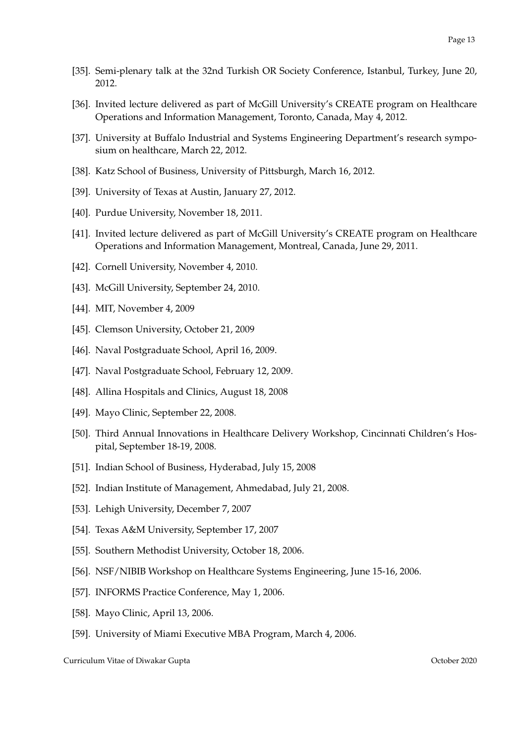[35]. Semi-plenary talk at the 32nd Turkish OR Society Conference, Istanbul, Turkey, June 20, 2012.

[36]. Invited lecture delivered as part of McGill University's CREATE program on Healthcare Operations and Information Management, Toronto, Canada, May 4, 2012.

[37]. University at Buffalo Industrial and Systems Engineering Department's research symposium on healthcare, March 22, 2012.

[38]. Katz School of Business, University of Pittsburgh, March 16, 2012.

[39]. University of Texas at Austin, January 27, 2012.

[40]. Purdue University, November 18, 2011.

[41]. Invited lecture delivered as part of McGill University's CREATE program on Healthcare Operations and Information Management, Montreal, Canada, June 29, 2011.

[42]. Cornell University, November 4, 2010.

[43]. McGill University, September 24, 2010.

[44]. MIT, November 4, 2009

[45]. Clemson University, October 21, 2009

[46]. Naval Postgraduate School, April 16, 2009.

[47]. Naval Postgraduate School, February 12, 2009.

[48]. Allina Hospitals and Clinics, August 18, 2008

[49]. Mayo Clinic, September 22, 2008.

[50]. Third Annual Innovations in Healthcare Delivery Workshop, Cincinnati Children's Hospital, September 18-19, 2008.

[51]. Indian School of Business, Hyderabad, July 15, 2008

[52]. Indian Institute of Management, Ahmedabad, July 21, 2008.

[53]. Lehigh University, December 7, 2007

[54]. Texas A&M University, September 17, 2007

[55]. Southern Methodist University, October 18, 2006.

[56]. NSF/NIBIB Workshop on Healthcare Systems Engineering, June 15-16, 2006.

[57]. INFORMS Practice Conference, May 1, 2006.

[58]. Mayo Clinic, April 13, 2006.

[59]. University of Miami Executive MBA Program, March 4, 2006.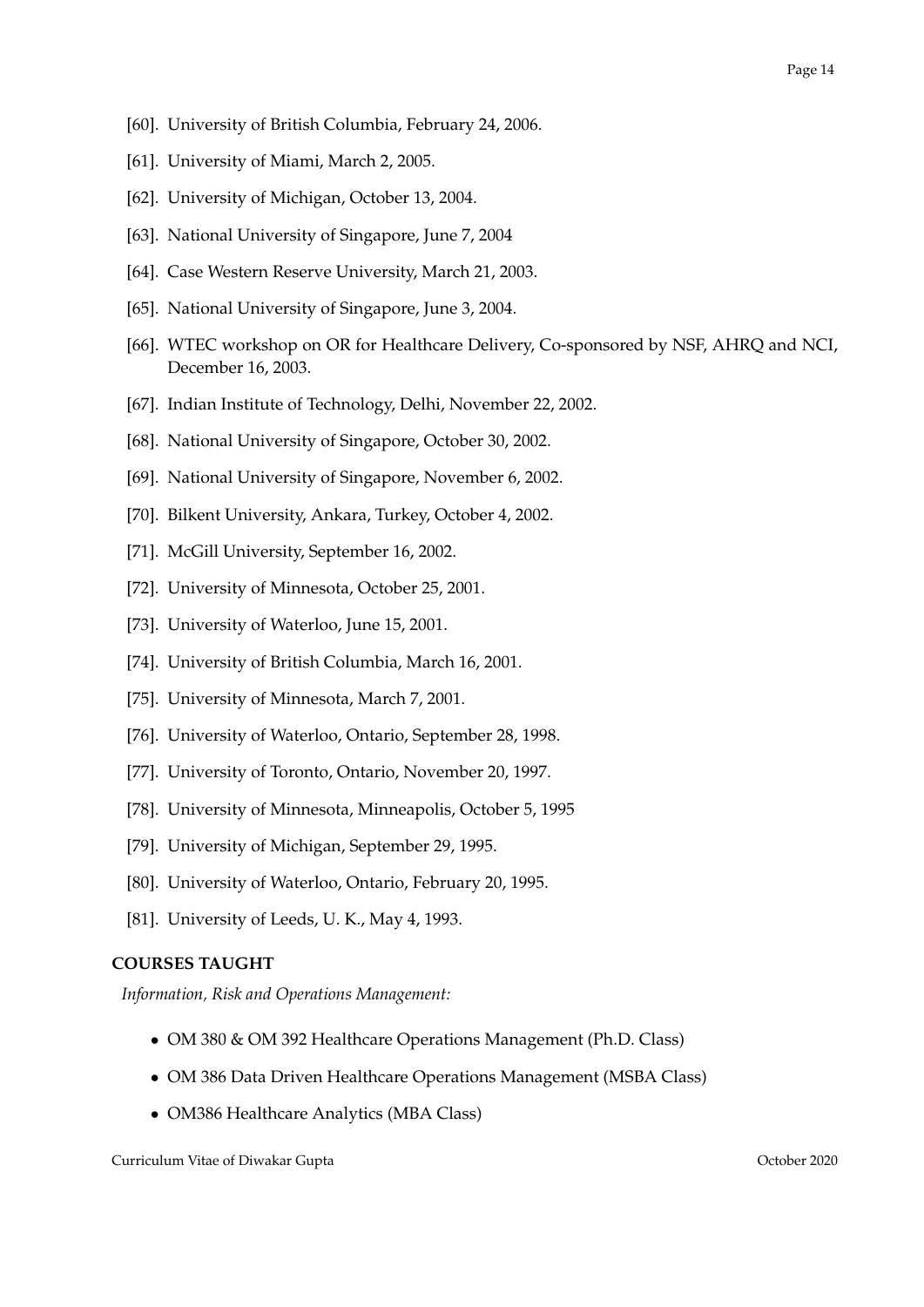[60]. University of British Columbia, February 24, 2006.

[61]. University of Miami, March 2, 2005.

[62]. University of Michigan, October 13, 2004.

[63]. National University of Singapore, June 7, 2004

[64]. Case Western Reserve University, March 21, 2003.

[65]. National University of Singapore, June 3, 2004.

[66]. WTEC workshop on OR for Healthcare Delivery, Co-sponsored by NSF, AHRQ and NCI, December 16, 2003.

[67]. Indian Institute of Technology, Delhi, November 22, 2002.

[68]. National University of Singapore, October 30, 2002.

[69]. National University of Singapore, November 6, 2002.

[70]. Bilkent University, Ankara, Turkey, October 4, 2002.

[71]. McGill University, September 16, 2002.

[72]. University of Minnesota, October 25, 2001.

[73]. University of Waterloo, June 15, 2001.

[74]. University of British Columbia, March 16, 2001.

[75]. University of Minnesota, March 7, 2001.

[76]. University of Waterloo, Ontario, September 28, 1998.

[77]. University of Toronto, Ontario, November 20, 1997.

[78]. University of Minnesota, Minneapolis, October 5, 1995

[79]. University of Michigan, September 29, 1995.

[80]. University of Waterloo, Ontario, February 20, 1995.

[81]. University of Leeds, U. K., May 4, 1993.

## COURSES TAUGHT

*Information, Risk and Operations Management:*

- OM 380 & OM 392 Healthcare Operations Management (Ph.D. Class)
- OM 386 Data Driven Healthcare Operations Management (MSBA Class)
- OM386 Healthcare Analytics (MBA Class)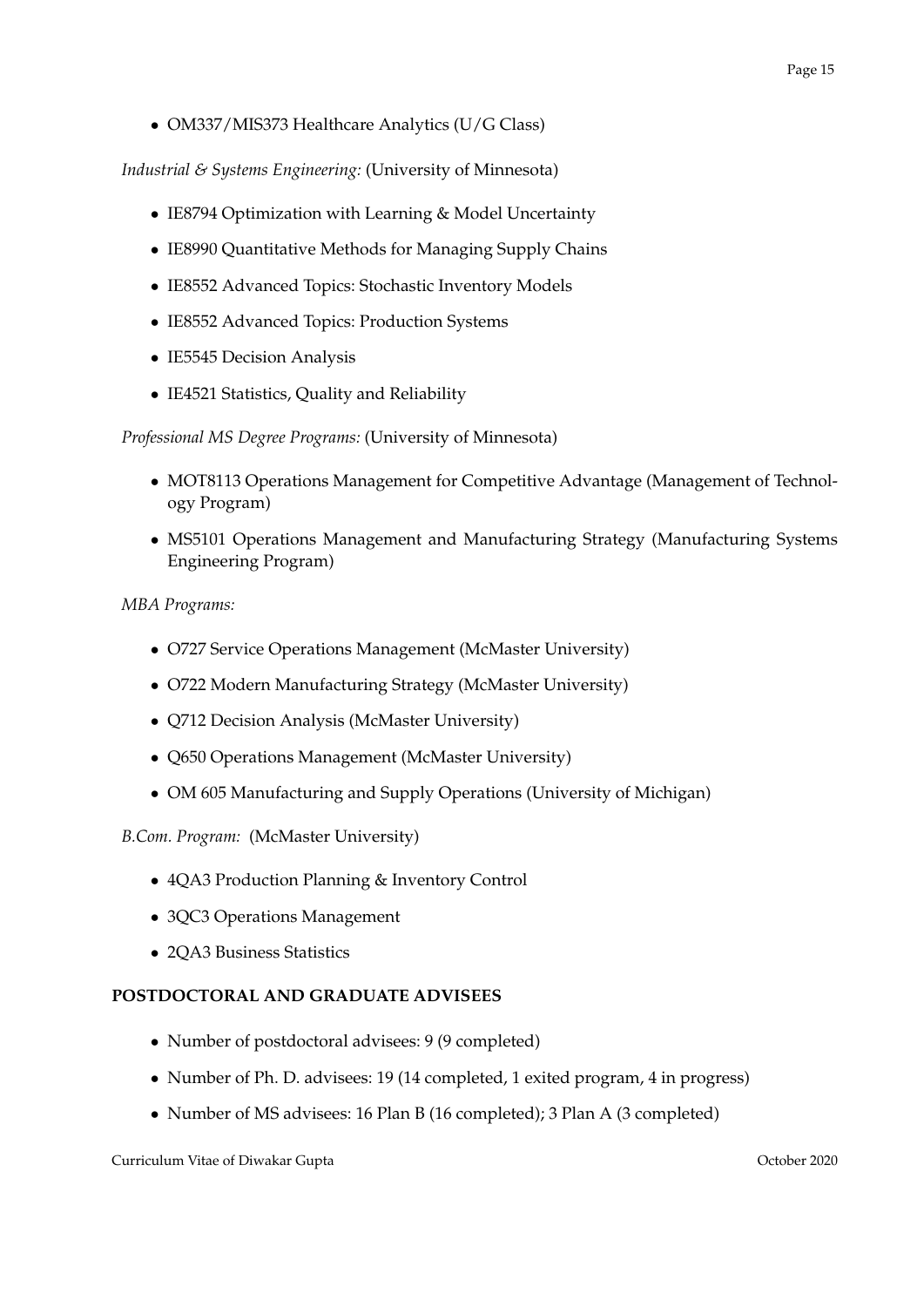- OM337/MIS373 Healthcare Analytics (U/G Class)

*Industrial & Systems Engineering:* (University of Minnesota)

- IE8794 Optimization with Learning & Model Uncertainty
- IE8990 Quantitative Methods for Managing Supply Chains
- IE8552 Advanced Topics: Stochastic Inventory Models
- IE8552 Advanced Topics: Production Systems
- IE5545 Decision Analysis
- IE4521 Statistics, Quality and Reliability

*Professional MS Degree Programs:* (University of Minnesota)

- MOT8113 Operations Management for Competitive Advantage (Management of Technology Program)
- MS5101 Operations Management and Manufacturing Strategy (Manufacturing Systems Engineering Program)

*MBA Programs:*

- O727 Service Operations Management (McMaster University)
- O722 Modern Manufacturing Strategy (McMaster University)
- Q712 Decision Analysis (McMaster University)
- Q650 Operations Management (McMaster University)
- OM 605 Manufacturing and Supply Operations (University of Michigan)

*B.Com. Program:* (McMaster University)

- 4QA3 Production Planning & Inventory Control
- 3QC3 Operations Management
- 2QA3 Business Statistics

**POSTDOCTORAL AND GRADUATE ADVISEES**

- Number of postdoctoral advisees: 9 (9 completed)
- Number of Ph. D. advisees: 19 (14 completed, 1 exited program, 4 in progress)
- Number of MS advisees: 16 Plan B (16 completed); 3 Plan A (3 completed)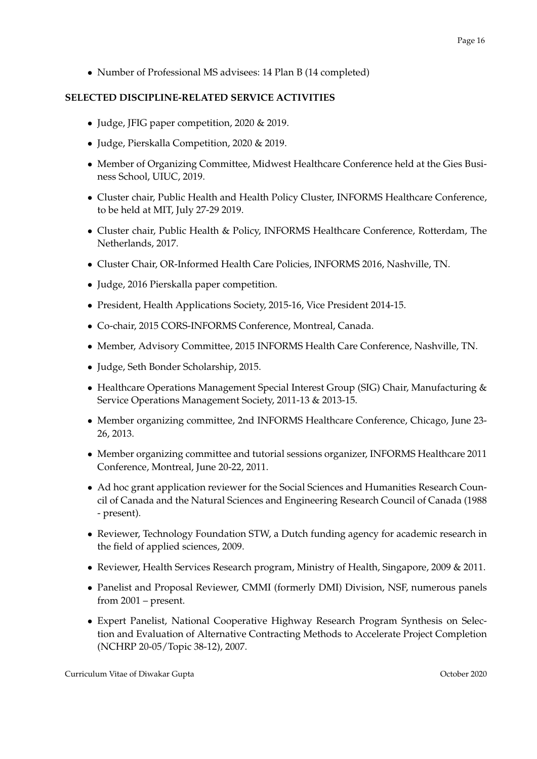- Number of Professional MS advisees: 14 Plan B (14 completed)

**SELECTED DISCIPLINE-RELATED SERVICE ACTIVITIES**

- Judge, JFIG paper competition, 2020 & 2019.
- Judge, Pierskalla Competition, 2020 & 2019.
- Member of Organizing Committee, Midwest Healthcare Conference held at the Gies Business School, UIUC, 2019.
- Cluster chair, Public Health and Health Policy Cluster, INFORMS Healthcare Conference, to be held at MIT, July 27-29 2019.
- Cluster chair, Public Health & Policy, INFORMS Healthcare Conference, Rotterdam, The Netherlands, 2017.
- Cluster Chair, OR-Informed Health Care Policies, INFORMS 2016, Nashville, TN.
- Judge, 2016 Pierskalla paper competition.
- President, Health Applications Society, 2015-16, Vice President 2014-15.
- Co-chair, 2015 CORS-INFORMS Conference, Montreal, Canada.
- Member, Advisory Committee, 2015 INFORMS Health Care Conference, Nashville, TN.
- Judge, Seth Bonder Scholarship, 2015.
- Healthcare Operations Management Special Interest Group (SIG) Chair, Manufacturing & Service Operations Management Society, 2011-13 & 2013-15.
- Member organizing committee, 2nd INFORMS Healthcare Conference, Chicago, June 23-26, 2013.
- Member organizing committee and tutorial sessions organizer, INFORMS Healthcare 2011 Conference, Montreal, June 20-22, 2011.
- Ad hoc grant application reviewer for the Social Sciences and Humanities Research Council of Canada and the Natural Sciences and Engineering Research Council of Canada (1988 - present).
- Reviewer, Technology Foundation STW, a Dutch funding agency for academic research in the field of applied sciences, 2009.
- Reviewer, Health Services Research program, Ministry of Health, Singapore, 2009 & 2011.
- Panelist and Proposal Reviewer, CMMI (formerly DMI) Division, NSF, numerous panels from 2001 – present.
- Expert Panelist, National Cooperative Highway Research Program Synthesis on Selection and Evaluation of Alternative Contracting Methods to Accelerate Project Completion (NCHRP 20-05/Topic 38-12), 2007.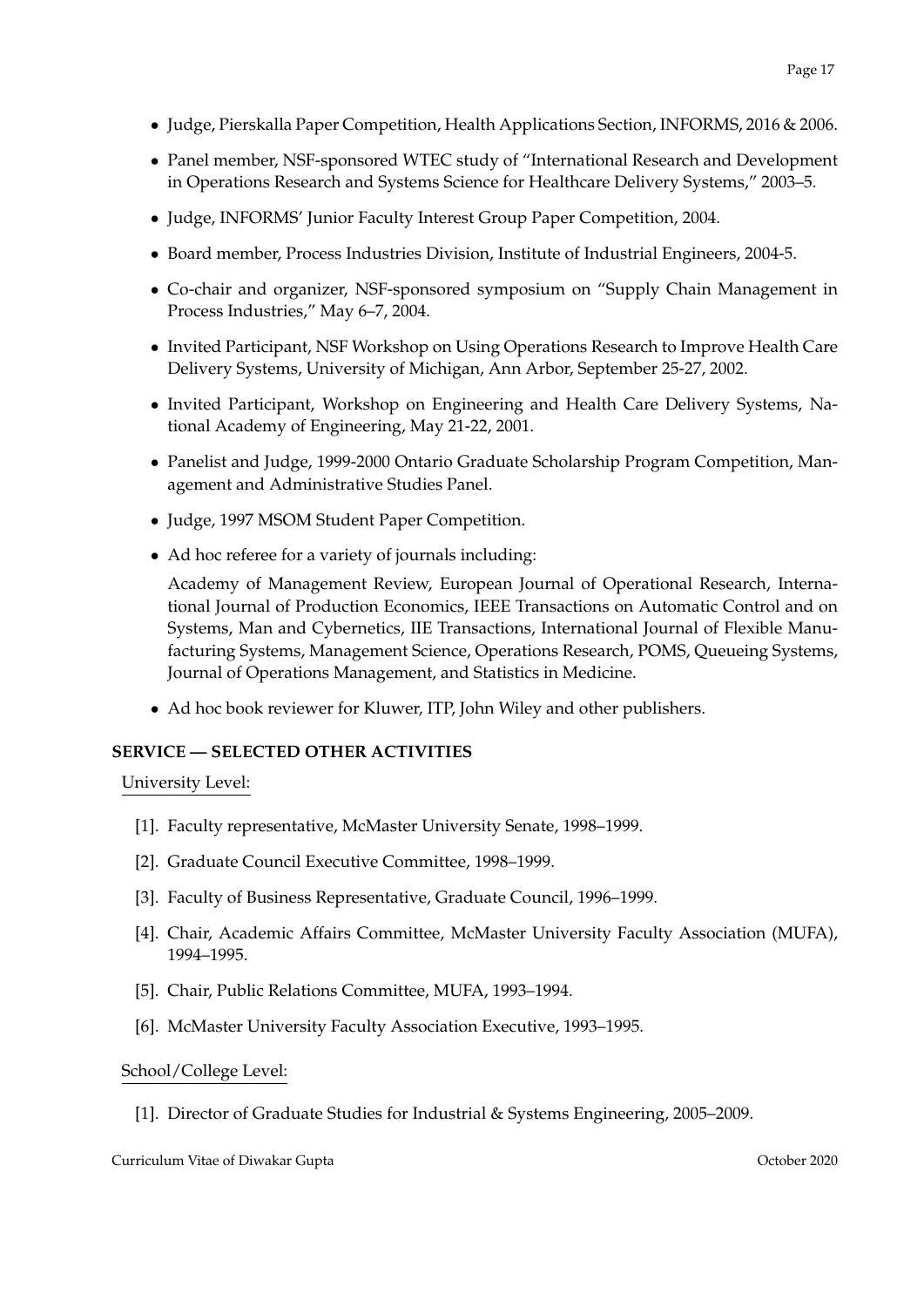- Judge, Pierskalla Paper Competition, Health Applications Section, INFORMS, 2016 & 2006.
- Panel member, NSF-sponsored WTEC study of "International Research and Development in Operations Research and Systems Science for Healthcare Delivery Systems," 2003–5.
- Judge, INFORMS' Junior Faculty Interest Group Paper Competition, 2004.
- Board member, Process Industries Division, Institute of Industrial Engineers, 2004-5.
- Co-chair and organizer, NSF-sponsored symposium on "Supply Chain Management in Process Industries," May 6–7, 2004.
- Invited Participant, NSF Workshop on Using Operations Research to Improve Health Care Delivery Systems, University of Michigan, Ann Arbor, September 25-27, 2002.
- Invited Participant, Workshop on Engineering and Health Care Delivery Systems, National Academy of Engineering, May 21-22, 2001.
- Panelist and Judge, 1999-2000 Ontario Graduate Scholarship Program Competition, Management and Administrative Studies Panel.
- Judge, 1997 MSOM Student Paper Competition.
- Ad hoc referee for a variety of journals including:

  Academy of Management Review, European Journal of Operational Research, International Journal of Production Economics, IEEE Transactions on Automatic Control and on Systems, Man and Cybernetics, IIE Transactions, International Journal of Flexible Manufacturing Systems, Management Science, Operations Research, POMS, Queueing Systems, Journal of Operations Management, and Statistics in Medicine.
- Ad hoc book reviewer for Kluwer, ITP, John Wiley and other publishers.

**SERVICE — SELECTED OTHER ACTIVITIES**

University Level:

[1]. Faculty representative, McMaster University Senate, 1998–1999.

[2]. Graduate Council Executive Committee, 1998–1999.

[3]. Faculty of Business Representative, Graduate Council, 1996–1999.

[4]. Chair, Academic Affairs Committee, McMaster University Faculty Association (MUFA), 1994–1995.

[5]. Chair, Public Relations Committee, MUFA, 1993–1994.

[6]. McMaster University Faculty Association Executive, 1993–1995.

School/College Level:

[1]. Director of Graduate Studies for Industrial & Systems Engineering, 2005–2009.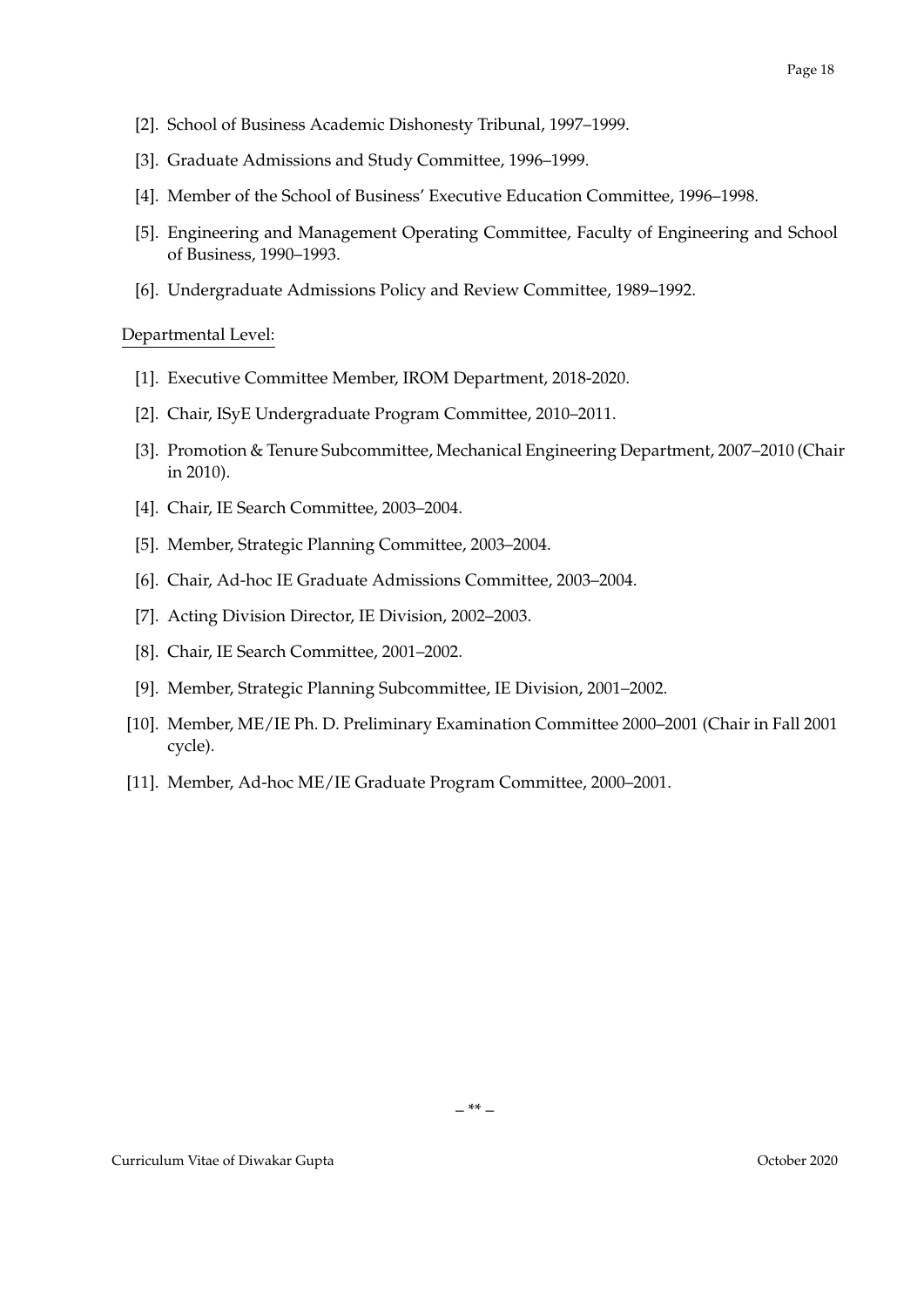[2]. School of Business Academic Dishonesty Tribunal, 1997–1999.

[3]. Graduate Admissions and Study Committee, 1996–1999.

[4]. Member of the School of Business' Executive Education Committee, 1996–1998.

[5]. Engineering and Management Operating Committee, Faculty of Engineering and School of Business, 1990–1993.

[6]. Undergraduate Admissions Policy and Review Committee, 1989–1992.

Departmental Level:

[1]. Executive Committee Member, IROM Department, 2018-2020.

[2]. Chair, ISyE Undergraduate Program Committee, 2010–2011.

[3]. Promotion & Tenure Subcommittee, Mechanical Engineering Department, 2007–2010 (Chair in 2010).

[4]. Chair, IE Search Committee, 2003–2004.

[5]. Member, Strategic Planning Committee, 2003–2004.

[6]. Chair, Ad-hoc IE Graduate Admissions Committee, 2003–2004.

[7]. Acting Division Director, IE Division, 2002–2003.

[8]. Chair, IE Search Committee, 2001–2002.

[9]. Member, Strategic Planning Subcommittee, IE Division, 2001–2002.

[10]. Member, ME/IE Ph. D. Preliminary Examination Committee 2000–2001 (Chair in Fall 2001 cycle).

[11]. Member, Ad-hoc ME/IE Graduate Program Committee, 2000–2001.

– ** –